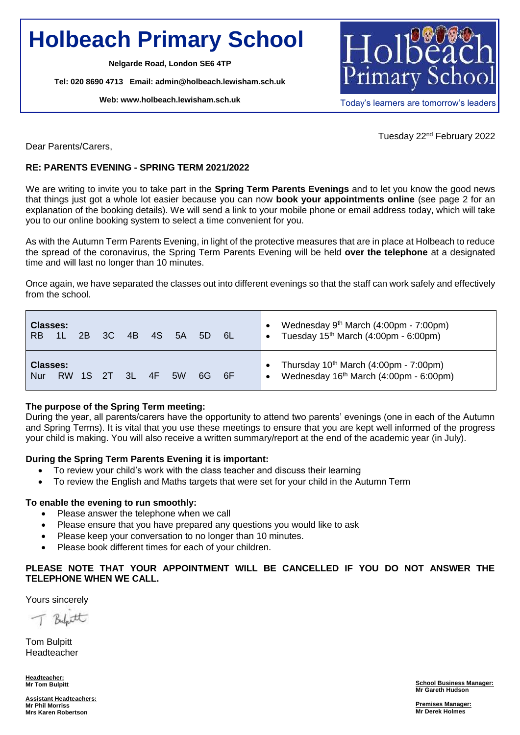# Holbeach Primary School

**Nelgarde Road, London SE6 4TP**

**Tel: 020 8690 4713 Email: admin@holbeach.lewisham.sch.uk**

**Web: www.holbeach.lewisham.sch.uk**

Today's learners are tomorrow's leaders

Tuesday 22nd February 2022

Dear Parents/Carers,

**RE: PARENTS EVENING - SPRING TERM 2021/2022**

We are writing to invite you to take part in the **Spring Term Parents Evenings** and to let you know the good news that things just got a whole lot easier because you can now **book your appointments online** (see page 2 for an explanation of the booking details). We will send a link to your mobile phone or email address today, which will take you to our online booking system to select a time convenient for you.

As with the Autumn Term Parents Evening, in light of the protective measures that are in place at Holbeach to reduce the spread of the coronavirus, the Spring Term Parents Evening will be held **over the telephone** at a designated time and will last no longer than 10 minutes.

Once again, we have separated the classes out into different evenings so that the staff can work safely and effectively from the school.

| Classes | Dates |
|---|---|
| **Classes:** RB 1L 2B 3C 4B 4S 5A 5D 6L | • Wednesday 9th March (4:00pm - 7:00pm)<br>• Tuesday 15th March (4:00pm - 6:00pm) |
| **Classes:** Nur RW 1S 2T 3L 4F 5W 6G 6F | • Thursday 10th March (4:00pm - 7:00pm)<br>• Wednesday 16th March (4:00pm - 6:00pm) |

**The purpose of the Spring Term meeting:**
During the year, all parents/carers have the opportunity to attend two parents' evenings (one in each of the Autumn and Spring Terms). It is vital that you use these meetings to ensure that you are kept well informed of the progress your child is making. You will also receive a written summary/report at the end of the academic year (in July).

**During the Spring Term Parents Evening it is important:**

- To review your child's work with the class teacher and discuss their learning
- To review the English and Maths targets that were set for your child in the Autumn Term

**To enable the evening to run smoothly:**

- Please answer the telephone when we call
- Please ensure that you have prepared any questions you would like to ask
- Please keep your conversation to no longer than 10 minutes.
- Please book different times for each of your children.

**PLEASE NOTE THAT YOUR APPOINTMENT WILL BE CANCELLED IF YOU DO NOT ANSWER THE TELEPHONE WHEN WE CALL.**

Yours sincerely

T Bulpitt

Tom Bulpitt
Headteacher

**Headteacher:**
**Mr Tom Bulpitt**

**Assistant Headteachers:**
**Mr Phil Morriss**
**Mrs Karen Robertson**

**School Business Manager:**
**Mr Gareth Hudson**

**Premises Manager:**
**Mr Derek Holmes**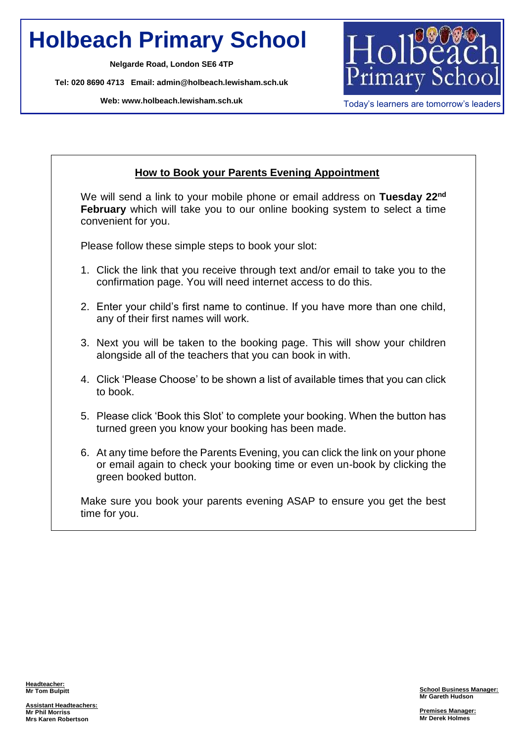# Holbeach Primary School

**Nelgarde Road, London SE6 4TP**

**Tel: 020 8690 4713 Email: admin@holbeach.lewisham.sch.uk**

**Web: www.holbeach.lewisham.sch.uk**

Today's learners are tomorrow's leaders

## How to Book your Parents Evening Appointment

We will send a link to your mobile phone or email address on **Tuesday 22nd February** which will take you to our online booking system to select a time convenient for you.

Please follow these simple steps to book your slot:

1. Click the link that you receive through text and/or email to take you to the confirmation page. You will need internet access to do this.
2. Enter your child's first name to continue. If you have more than one child, any of their first names will work.
3. Next you will be taken to the booking page. This will show your children alongside all of the teachers that you can book in with.
4. Click 'Please Choose' to be shown a list of available times that you can click to book.
5. Please click 'Book this Slot' to complete your booking. When the button has turned green you know your booking has been made.
6. At any time before the Parents Evening, you can click the link on your phone or email again to check your booking time or even un-book by clicking the green booked button.

Make sure you book your parents evening ASAP to ensure you get the best time for you.

**Headteacher:**
**Mr Tom Bulpitt**

**Assistant Headteachers:**
**Mr Phil Morriss**
**Mrs Karen Robertson**

**School Business Manager:**
**Mr Gareth Hudson**

**Premises Manager:**
**Mr Derek Holmes**